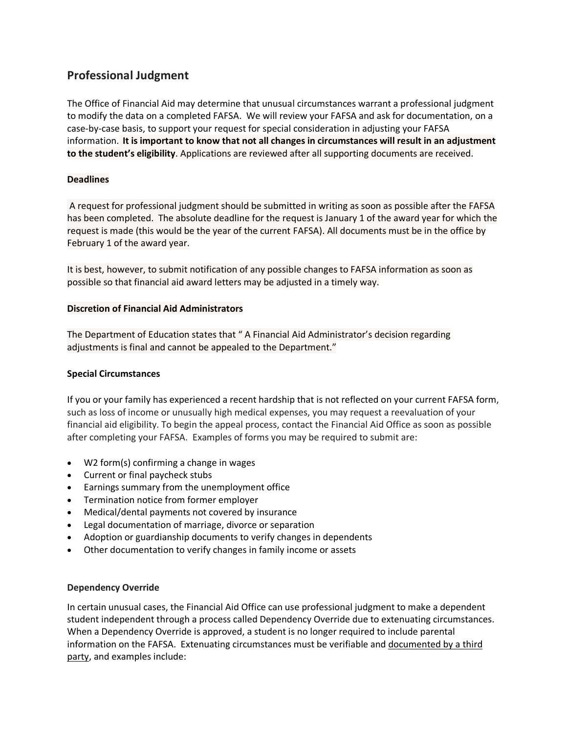## Professional Judgment

The Office of Financial Aid may determine that unusual circumstances warrant a professional judgment to modify the data on a completed FAFSA. We will review your FAFSA and ask for documentation, on a case-by-case basis, to support your request for special consideration in adjusting your FAFSA information. **It is important to know that not all changes in circumstances will result in an adjustment to the student's eligibility**. Applications are reviewed after all supporting documents are received.

**Deadlines**

A request for professional judgment should be submitted in writing as soon as possible after the FAFSA has been completed. The absolute deadline for the request is January 1 of the award year for which the request is made (this would be the year of the current FAFSA). All documents must be in the office by February 1 of the award year.

It is best, however, to submit notification of any possible changes to FAFSA information as soon as possible so that financial aid award letters may be adjusted in a timely way.

**Discretion of Financial Aid Administrators**

The Department of Education states that " A Financial Aid Administrator's decision regarding adjustments is final and cannot be appealed to the Department."

**Special Circumstances**

If you or your family has experienced a recent hardship that is not reflected on your current FAFSA form, such as loss of income or unusually high medical expenses, you may request a reevaluation of your financial aid eligibility. To begin the appeal process, contact the Financial Aid Office as soon as possible after completing your FAFSA. Examples of forms you may be required to submit are:

- W2 form(s) confirming a change in wages
- Current or final paycheck stubs
- Earnings summary from the unemployment office
- Termination notice from former employer
- Medical/dental payments not covered by insurance
- Legal documentation of marriage, divorce or separation
- Adoption or guardianship documents to verify changes in dependents
- Other documentation to verify changes in family income or assets

**Dependency Override**

In certain unusual cases, the Financial Aid Office can use professional judgment to make a dependent student independent through a process called Dependency Override due to extenuating circumstances. When a Dependency Override is approved, a student is no longer required to include parental information on the FAFSA. Extenuating circumstances must be verifiable and documented by a third party, and examples include: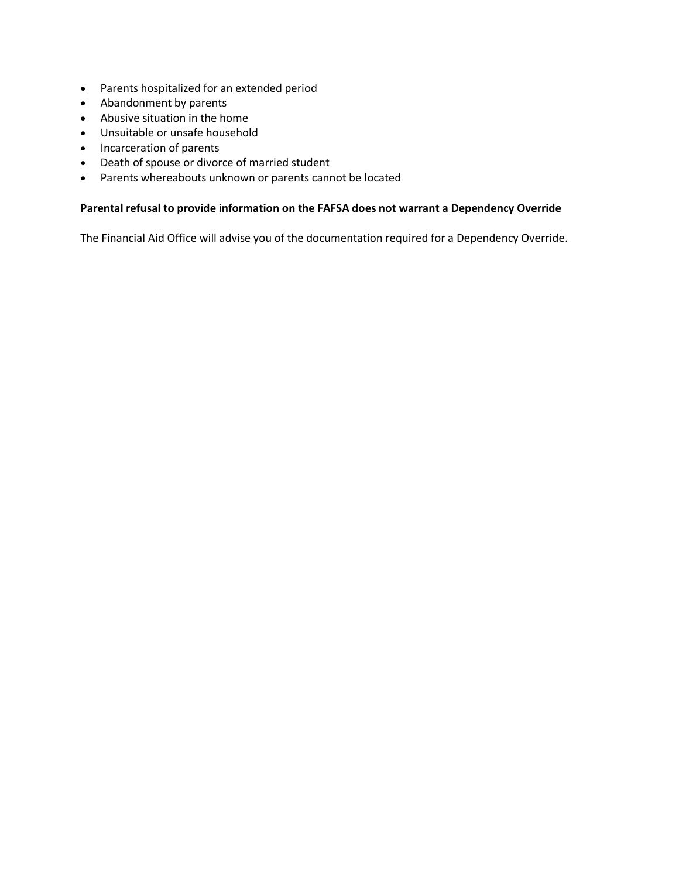- Parents hospitalized for an extended period
- Abandonment by parents
- Abusive situation in the home
- Unsuitable or unsafe household
- Incarceration of parents
- Death of spouse or divorce of married student
- Parents whereabouts unknown or parents cannot be located

**Parental refusal to provide information on the FAFSA does not warrant a Dependency Override**

The Financial Aid Office will advise you of the documentation required for a Dependency Override.